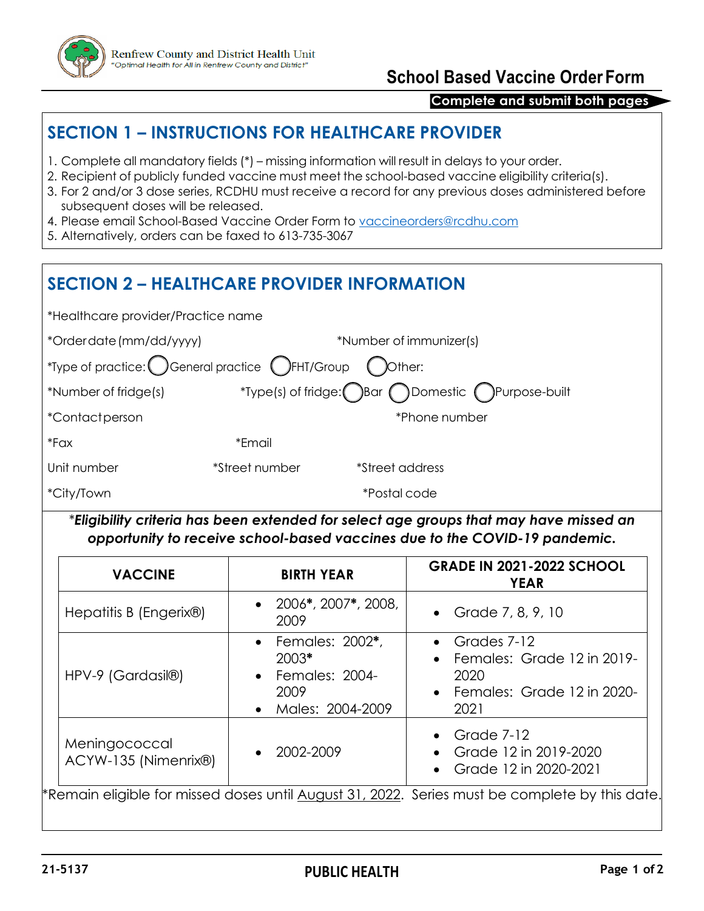Renfrew County and District Health Unit
*"Optimal Health for All in Renfrew County and District"*

# School Based Vaccine Order Form

**Complete and submit both pages**

## SECTION 1 – INSTRUCTIONS FOR HEALTHCARE PROVIDER

1. Complete all mandatory fields (*) – missing information will result in delays to your order.
2. Recipient of publicly funded vaccine must meet the school-based vaccine eligibility criteria(s).
3. For 2 and/or 3 dose series, RCDHU must receive a record for any previous doses administered before subsequent doses will be released.
4. Please email School-Based Vaccine Order Form to vaccineorders@rcdhu.com
5. Alternatively, orders can be faxed to 613-735-3067

## SECTION 2 – HEALTHCARE PROVIDER INFORMATION

*Healthcare provider/Practice name

*Order date (mm/dd/yyyy) *Number of immunizer(s)

*Type of practice: ◯ General practice ◯ FHT/Group ◯ Other:

*Number of fridge(s) *Type(s) of fridge: ◯ Bar ◯ Domestic ◯ Purpose-built

*Contact person *Phone number

*Fax *Email

Unit number *Street number *Street address

*City/Town *Postal code

***Eligibility criteria has been extended for select age groups that may have missed an opportunity to receive school-based vaccines due to the COVID-19 pandemic.***

| VACCINE | BIRTH YEAR | GRADE IN 2021-2022 SCHOOL YEAR |
|---|---|---|
| Hepatitis B (Engerix®) | • 2006**\***, 2007**\***, 2008, 2009 | • Grade 7, 8, 9, 10 |
| HPV-9 (Gardasil®) | • Females: 2002**\***, 2003**\***<br>• Females: 2004-2009<br>• Males: 2004-2009 | • Grades 7-12<br>• Females: Grade 12 in 2019-2020<br>• Females: Grade 12 in 2020-2021 |
| Meningococcal ACYW-135 (Nimenrix®) | • 2002-2009 | • Grade 7-12<br>• Grade 12 in 2019-2020<br>• Grade 12 in 2020-2021 |

*Remain eligible for missed doses until <u>August 31, 2022</u>. Series must be complete by this date.

21-5137 PUBLIC HEALTH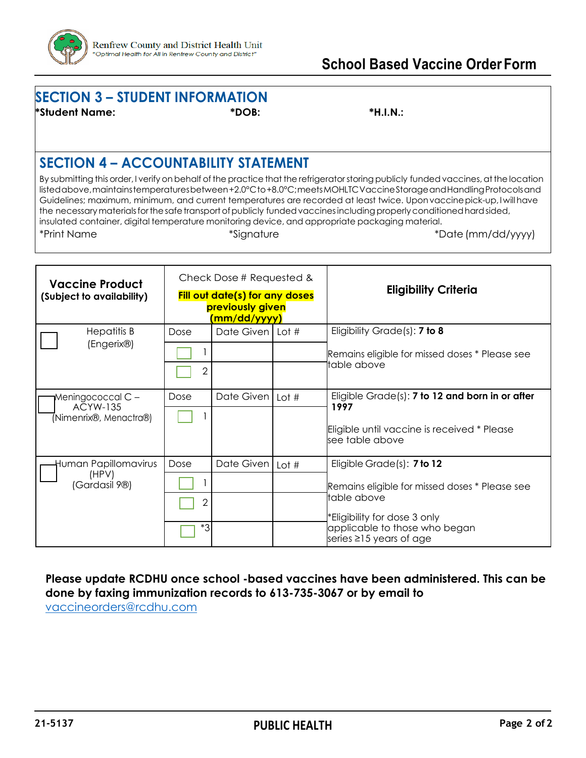# School Based Vaccine Order Form

## SECTION 3 – STUDENT INFORMATION

**\*Student Name:** **\*DOB:** **\*H.I.N.:**

## SECTION 4 – ACCOUNTABILITY STATEMENT

By submitting this order, I verify on behalf of the practice that the refrigerator storing publicly funded vaccines, at the location listed above, maintains temperatures between +2.0°C to +8.0°C; meets MOHLTC Vaccine Storage and Handling Protocols and Guidelines; maximum, minimum, and current temperatures are recorded at least twice. Upon vaccine pick-up, I will have the necessary materials for the safe transport of publicly funded vaccines including properly conditioned hard sided, insulated container, digital temperature monitoring device, and appropriate packaging material.

\*Print Name \*Signature \*Date (mm/dd/yyyy)

| **Vaccine Product** (Subject to availability) | Check Dose # Requested & **Fill out date(s) for any doses previously given (mm/dd/yyyy)** | | | **Eligibility Criteria** |
|---|---|---|---|---|
| ☐ Hepatitis B (Engerix®) | Dose | Date Given | Lot # | Eligibility Grade(s): **7 to 8** |
| | ☐ 1 | | | Remains eligible for missed doses * Please see table above |
| | ☐ 2 | | | |
| ☐ Meningococcal C – ACYW-135 (Nimenrix®, Menactra®) | Dose | Date Given | Lot # | Eligible Grade(s): **7 to 12 and born in or after 1997** |
| | ☐ 1 | | | Eligible until vaccine is received * Please see table above |
| ☐ Human Papillomavirus (HPV) (Gardasil 9®) | Dose | Date Given | Lot # | Eligible Grade(s): **7 to 12** |
| | ☐ 1 | | | Remains eligible for missed doses * Please see table above |
| | ☐ 2 | | | |
| | ☐ *3 | | | *Eligibility for dose 3 only applicable to those who began series ≥15 years of age |

**Please update RCDHU once school -based vaccines have been administered. This can be done by faxing immunization records to 613-735-3067 or by email to** vaccineorders@rcdhu.com

21-5137